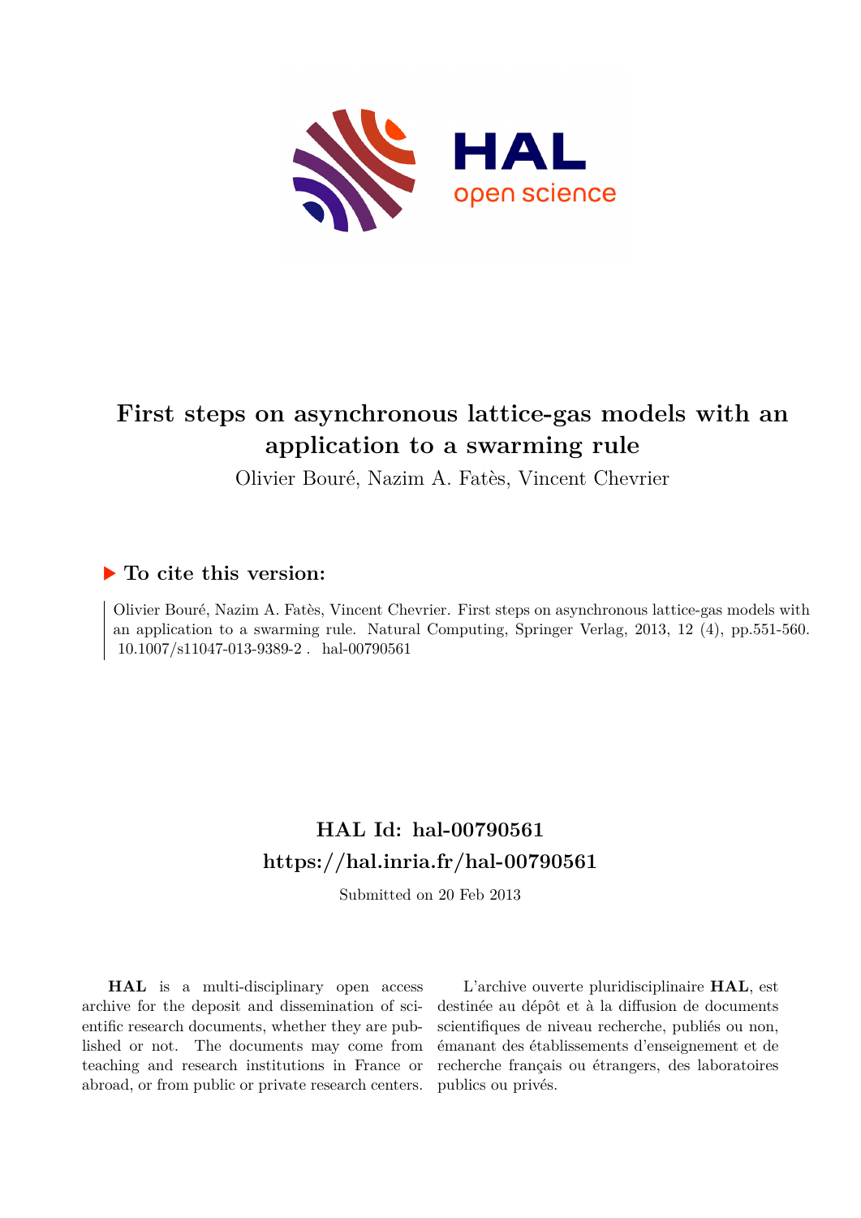# First steps on asynchronous lattice-gas models with an application to a swarming rule

Olivier Bouré, Nazim A. Fatès, Vincent Chevrier

## ▶ To cite this version:

Olivier Bouré, Nazim A. Fatès, Vincent Chevrier. First steps on asynchronous lattice-gas models with an application to a swarming rule. Natural Computing, Springer Verlag, 2013, 12 (4), pp.551-560. 10.1007/s11047-013-9389-2 . hal-00790561

## HAL Id: hal-00790561
## https://hal.inria.fr/hal-00790561

Submitted on 20 Feb 2013

**HAL** is a multi-disciplinary open access archive for the deposit and dissemination of scientific research documents, whether they are published or not. The documents may come from teaching and research institutions in France or abroad, or from public or private research centers.

L'archive ouverte pluridisciplinaire **HAL**, est destinée au dépôt et à la diffusion de documents scientifiques de niveau recherche, publiés ou non, émanant des établissements d'enseignement et de recherche français ou étrangers, des laboratoires publics ou privés.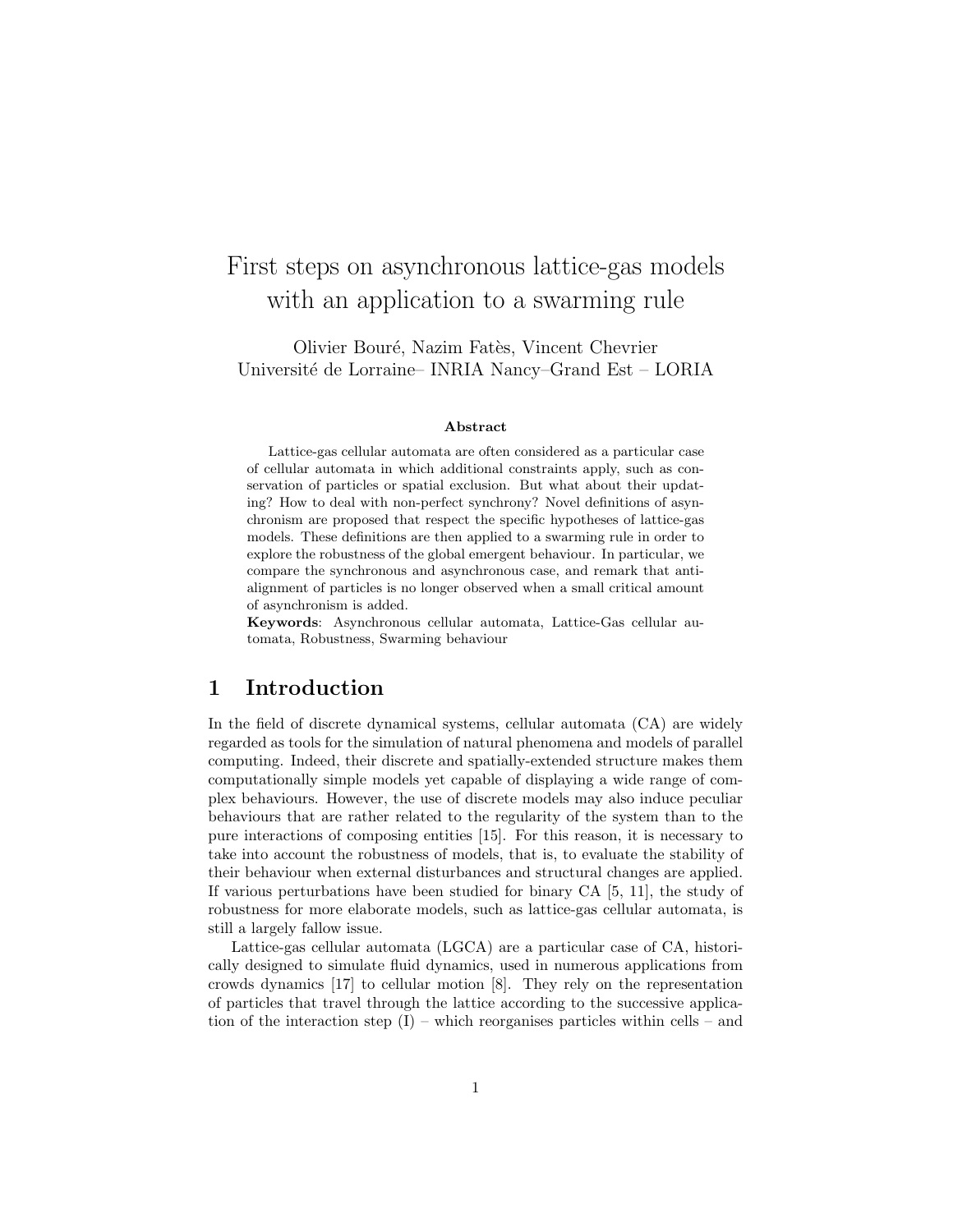# First steps on asynchronous lattice-gas models with an application to a swarming rule

Olivier Bouré, Nazim Fatès, Vincent Chevrier
Université de Lorraine– INRIA Nancy–Grand Est – LORIA

**Abstract**

Lattice-gas cellular automata are often considered as a particular case of cellular automata in which additional constraints apply, such as conservation of particles or spatial exclusion. But what about their updating? How to deal with non-perfect synchrony? Novel definitions of asynchronism are proposed that respect the specific hypotheses of lattice-gas models. These definitions are then applied to a swarming rule in order to explore the robustness of the global emergent behaviour. In particular, we compare the synchronous and asynchronous case, and remark that anti-alignment of particles is no longer observed when a small critical amount of asynchronism is added.

**Keywords**: Asynchronous cellular automata, Lattice-Gas cellular automata, Robustness, Swarming behaviour

## 1 Introduction

In the field of discrete dynamical systems, cellular automata (CA) are widely regarded as tools for the simulation of natural phenomena and models of parallel computing. Indeed, their discrete and spatially-extended structure makes them computationally simple models yet capable of displaying a wide range of complex behaviours. However, the use of discrete models may also induce peculiar behaviours that are rather related to the regularity of the system than to the pure interactions of composing entities [15]. For this reason, it is necessary to take into account the robustness of models, that is, to evaluate the stability of their behaviour when external disturbances and structural changes are applied. If various perturbations have been studied for binary CA [5, 11], the study of robustness for more elaborate models, such as lattice-gas cellular automata, is still a largely fallow issue.

Lattice-gas cellular automata (LGCA) are a particular case of CA, historically designed to simulate fluid dynamics, used in numerous applications from crowds dynamics [17] to cellular motion [8]. They rely on the representation of particles that travel through the lattice according to the successive application of the interaction step (I) – which reorganises particles within cells – and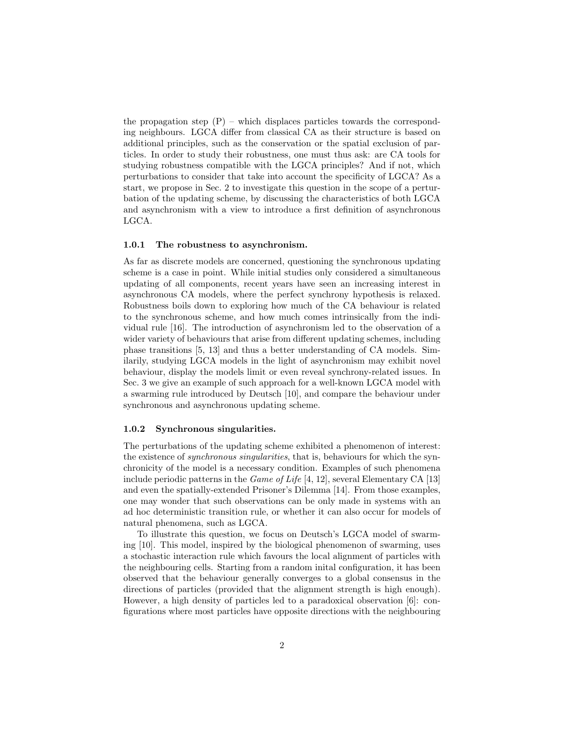the propagation step (P) – which displaces particles towards the corresponding neighbours. LGCA differ from classical CA as their structure is based on additional principles, such as the conservation or the spatial exclusion of particles. In order to study their robustness, one must thus ask: are CA tools for studying robustness compatible with the LGCA principles? And if not, which perturbations to consider that take into account the specificity of LGCA? As a start, we propose in Sec. 2 to investigate this question in the scope of a perturbation of the updating scheme, by discussing the characteristics of both LGCA and asynchronism with a view to introduce a first definition of asynchronous LGCA.

### 1.0.1 The robustness to asynchronism.

As far as discrete models are concerned, questioning the synchronous updating scheme is a case in point. While initial studies only considered a simultaneous updating of all components, recent years have seen an increasing interest in asynchronous CA models, where the perfect synchrony hypothesis is relaxed. Robustness boils down to exploring how much of the CA behaviour is related to the synchronous scheme, and how much comes intrinsically from the individual rule [16]. The introduction of asynchronism led to the observation of a wider variety of behaviours that arise from different updating schemes, including phase transitions [5, 13] and thus a better understanding of CA models. Similarily, studying LGCA models in the light of asynchronism may exhibit novel behaviour, display the models limit or even reveal synchrony-related issues. In Sec. 3 we give an example of such approach for a well-known LGCA model with a swarming rule introduced by Deutsch [10], and compare the behaviour under synchronous and asynchronous updating scheme.

### 1.0.2 Synchronous singularities.

The perturbations of the updating scheme exhibited a phenomenon of interest: the existence of *synchronous singularities*, that is, behaviours for which the synchronicity of the model is a necessary condition. Examples of such phenomena include periodic patterns in the *Game of Life* [4, 12], several Elementary CA [13] and even the spatially-extended Prisoner's Dilemma [14]. From those examples, one may wonder that such observations can be only made in systems with an ad hoc deterministic transition rule, or whether it can also occur for models of natural phenomena, such as LGCA.

To illustrate this question, we focus on Deutsch's LGCA model of swarming [10]. This model, inspired by the biological phenomenon of swarming, uses a stochastic interaction rule which favours the local alignment of particles with the neighbouring cells. Starting from a random inital configuration, it has been observed that the behaviour generally converges to a global consensus in the directions of particles (provided that the alignment strength is high enough). However, a high density of particles led to a paradoxical observation [6]: configurations where most particles have opposite directions with the neighbouring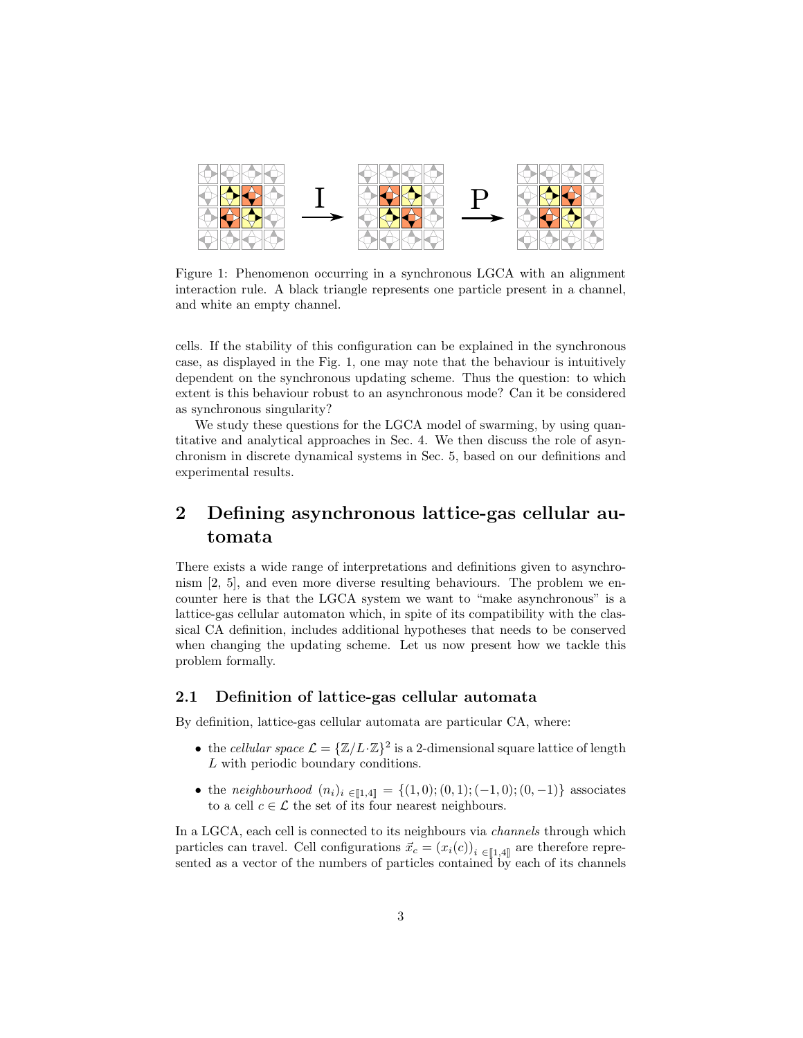Figure 1: Phenomenon occurring in a synchronous LGCA with an alignment interaction rule. A black triangle represents one particle present in a channel, and white an empty channel.

cells. If the stability of this configuration can be explained in the synchronous case, as displayed in the Fig. 1, one may note that the behaviour is intuitively dependent on the synchronous updating scheme. Thus the question: to which extent is this behaviour robust to an asynchronous mode? Can it be considered as synchronous singularity?

We study these questions for the LGCA model of swarming, by using quantitative and analytical approaches in Sec. 4. We then discuss the role of asynchronism in discrete dynamical systems in Sec. 5, based on our definitions and experimental results.

## 2 Defining asynchronous lattice-gas cellular automata

There exists a wide range of interpretations and definitions given to asynchronism [2, 5], and even more diverse resulting behaviours. The problem we encounter here is that the LGCA system we want to "make asynchronous" is a lattice-gas cellular automaton which, in spite of its compatibility with the classical CA definition, includes additional hypotheses that needs to be conserved when changing the updating scheme. Let us now present how we tackle this problem formally.

### 2.1 Definition of lattice-gas cellular automata

By definition, lattice-gas cellular automata are particular CA, where:

- the *cellular space* $\mathcal{L} = \{\mathbb{Z}/L\cdot\mathbb{Z}\}^2$ is a 2-dimensional square lattice of length $L$ with periodic boundary conditions.
- the *neighbourhood* $(n_i)_{i \in [\![1,4]\!]} = \{(1,0); (0,1); (-1,0); (0,-1)\}$ associates to a cell $c \in \mathcal{L}$ the set of its four nearest neighbours.

In a LGCA, each cell is connected to its neighbours via *channels* through which particles can travel. Cell configurations $\vec{x}_c = (x_i(c))_{i \in [\![1,4]\!]}$ are therefore represented as a vector of the numbers of particles contained by each of its channels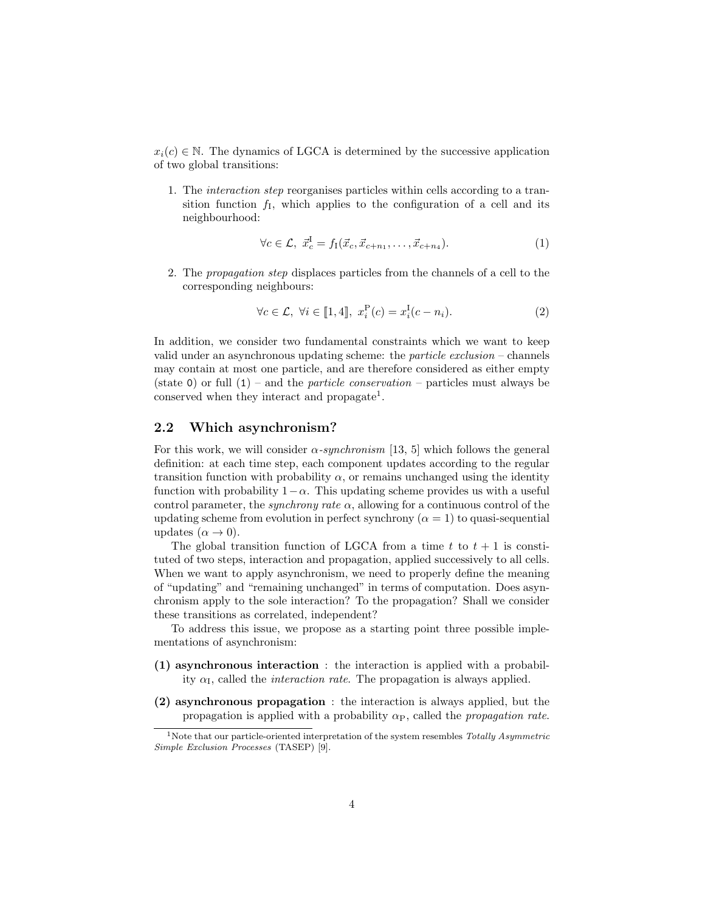$x_i(c) \in \mathbb{N}$. The dynamics of LGCA is determined by the successive application of two global transitions:

1. The *interaction step* reorganises particles within cells according to a transition function $f_\mathrm{I}$, which applies to the configuration of a cell and its neighbourhood:

$$\forall c \in \mathcal{L},\ \vec{x}^{\,\mathrm{I}}_c = f_\mathrm{I}(\vec{x}_c, \vec{x}_{c+n_1}, \ldots, \vec{x}_{c+n_4}). \tag{1}$$

2. The *propagation step* displaces particles from the channels of a cell to the corresponding neighbours:

$$\forall c \in \mathcal{L},\ \forall i \in [\![1, 4]\!],\ x^\mathrm{P}_i(c) = x^\mathrm{I}_i(c - n_i). \tag{2}$$

In addition, we consider two fundamental constraints which we want to keep valid under an asynchronous updating scheme: the *particle exclusion* – channels may contain at most one particle, and are therefore considered as either empty (state `0`) or full (`1`) – and the *particle conservation* – particles must always be conserved when they interact and propagate[1].

## 2.2 Which asynchronism?

For this work, we will consider $\alpha$-*synchronism* [13, 5] which follows the general definition: at each time step, each component updates according to the regular transition function with probability $\alpha$, or remains unchanged using the identity function with probability $1-\alpha$. This updating scheme provides us with a useful control parameter, the *synchrony rate* $\alpha$, allowing for a continuous control of the updating scheme from evolution in perfect synchrony ($\alpha = 1$) to quasi-sequential updates ($\alpha \to 0$).

The global transition function of LGCA from a time $t$ to $t + 1$ is constituted of two steps, interaction and propagation, applied successively to all cells. When we want to apply asynchronism, we need to properly define the meaning of "updating" and "remaining unchanged" in terms of computation. Does asynchronism apply to the sole interaction? To the propagation? Shall we consider these transitions as correlated, independent?

To address this issue, we propose as a starting point three possible implementations of asynchronism:

**(1) asynchronous interaction** : the interaction is applied with a probability $\alpha_\mathrm{I}$, called the *interaction rate*. The propagation is always applied.

**(2) asynchronous propagation** : the interaction is always applied, but the propagation is applied with a probability $\alpha_\mathrm{P}$, called the *propagation rate*.

---

[1] Note that our particle-oriented interpretation of the system resembles *Totally Asymmetric Simple Exclusion Processes* (TASEP) [9].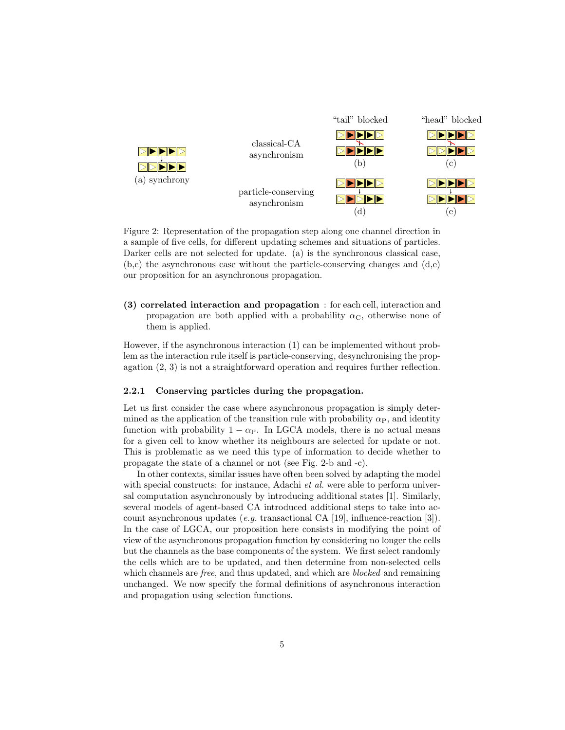Figure 2: Representation of the propagation step along one channel direction in a sample of five cells, for different updating schemes and situations of particles. Darker cells are not selected for update. (a) is the synchronous classical case, (b,c) the asynchronous case without the particle-conserving changes and (d,e) our proposition for an asynchronous propagation.

**(3) correlated interaction and propagation** : for each cell, interaction and propagation are both applied with a probability $\alpha_{\mathrm{C}}$, otherwise none of them is applied.

However, if the asynchronous interaction (1) can be implemented without problem as the interaction rule itself is particle-conserving, desynchronising the propagation (2, 3) is not a straightforward operation and requires further reflection.

### 2.2.1 Conserving particles during the propagation.

Let us first consider the case where asynchronous propagation is simply determined as the application of the transition rule with probability $\alpha_{\mathrm{P}}$, and identity function with probability $1 - \alpha_{\mathrm{P}}$. In LGCA models, there is no actual means for a given cell to know whether its neighbours are selected for update or not. This is problematic as we need this type of information to decide whether to propagate the state of a channel or not (see Fig. 2-b and -c).

In other contexts, similar issues have often been solved by adapting the model with special constructs: for instance, Adachi *et al.* were able to perform universal computation asynchronously by introducing additional states [1]. Similarly, several models of agent-based CA introduced additional steps to take into account asynchronous updates (*e.g.* transactional CA [19], influence-reaction [3]). In the case of LGCA, our proposition here consists in modifying the point of view of the asynchronous propagation function by considering no longer the cells but the channels as the base components of the system. We first select randomly the cells which are to be updated, and then determine from non-selected cells which channels are *free*, and thus updated, and which are *blocked* and remaining unchanged. We now specify the formal definitions of asynchronous interaction and propagation using selection functions.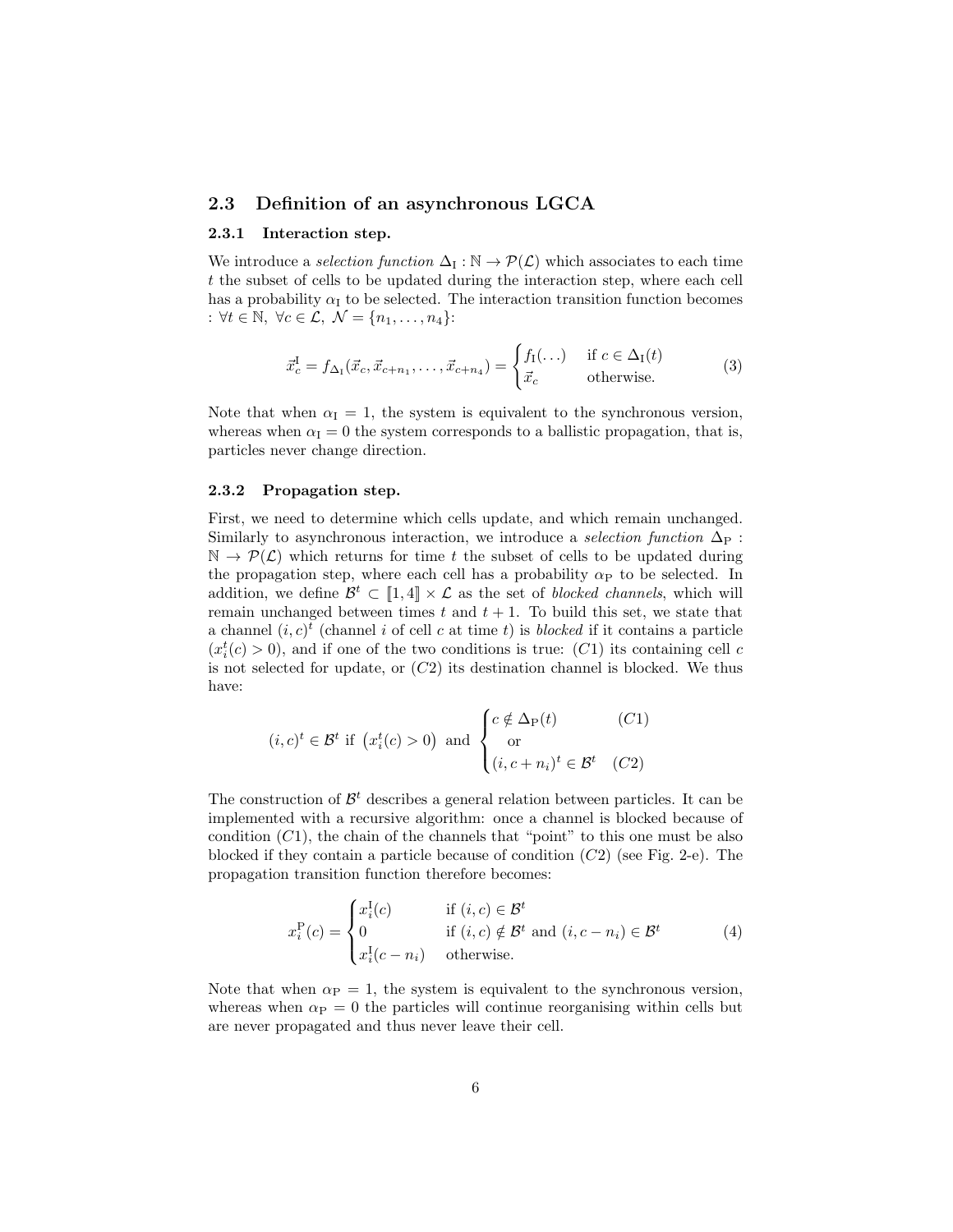## 2.3 Definition of an asynchronous LGCA

### 2.3.1 Interaction step.

We introduce a *selection function* $\Delta_{\mathrm{I}} : \mathbb{N} \to \mathcal{P}(\mathcal{L})$ which associates to each time $t$ the subset of cells to be updated during the interaction step, where each cell has a probability $\alpha_{\mathrm{I}}$ to be selected. The interaction transition function becomes : $\forall t \in \mathbb{N},\ \forall c \in \mathcal{L},\ \mathcal{N} = \{n_1, \ldots, n_4\}$:

$$\vec{x}_c^{\mathrm{I}} = f_{\Delta_{\mathrm{I}}}(\vec{x}_c, \vec{x}_{c+n_1}, \ldots, \vec{x}_{c+n_4}) = \begin{cases} f_{\mathrm{I}}(\ldots) & \text{if } c \in \Delta_{\mathrm{I}}(t) \\ \vec{x}_c & \text{otherwise.} \end{cases} \tag{3}$$

Note that when $\alpha_{\mathrm{I}} = 1$, the system is equivalent to the synchronous version, whereas when $\alpha_{\mathrm{I}} = 0$ the system corresponds to a ballistic propagation, that is, particles never change direction.

### 2.3.2 Propagation step.

First, we need to determine which cells update, and which remain unchanged. Similarly to asynchronous interaction, we introduce a *selection function* $\Delta_{\mathrm{P}} : \mathbb{N} \to \mathcal{P}(\mathcal{L})$ which returns for time $t$ the subset of cells to be updated during the propagation step, where each cell has a probability $\alpha_{\mathrm{P}}$ to be selected. In addition, we define $\mathcal{B}^t \subset [\![1, 4]\!] \times \mathcal{L}$ as the set of *blocked channels*, which will remain unchanged between times $t$ and $t+1$. To build this set, we state that a channel $(i, c)^t$ (channel $i$ of cell $c$ at time $t$) is *blocked* if it contains a particle ($x_i^t(c) > 0$), and if one of the two conditions is true: $(C1)$ its containing cell $c$ is not selected for update, or $(C2)$ its destination channel is blocked. We thus have:

$$(i, c)^t \in \mathcal{B}^t \text{ if } \left(x_i^t(c) > 0\right) \text{ and } \begin{cases} c \notin \Delta_{\mathrm{P}}(t) & (C1) \\ \quad \text{or} & \\ (i, c + n_i)^t \in \mathcal{B}^t & (C2) \end{cases}$$

The construction of $\mathcal{B}^t$ describes a general relation between particles. It can be implemented with a recursive algorithm: once a channel is blocked because of condition $(C1)$, the chain of the channels that "point" to this one must be also blocked if they contain a particle because of condition $(C2)$ (see Fig. 2-e). The propagation transition function therefore becomes:

$$x_i^{\mathrm{P}}(c) = \begin{cases} x_i^{\mathrm{I}}(c) & \text{if } (i, c) \in \mathcal{B}^t \\ 0 & \text{if } (i, c) \notin \mathcal{B}^t \text{ and } (i, c - n_i) \in \mathcal{B}^t \\ x_i^{\mathrm{I}}(c - n_i) & \text{otherwise.} \end{cases} \tag{4}$$

Note that when $\alpha_{\mathrm{P}} = 1$, the system is equivalent to the synchronous version, whereas when $\alpha_{\mathrm{P}} = 0$ the particles will continue reorganising within cells but are never propagated and thus never leave their cell.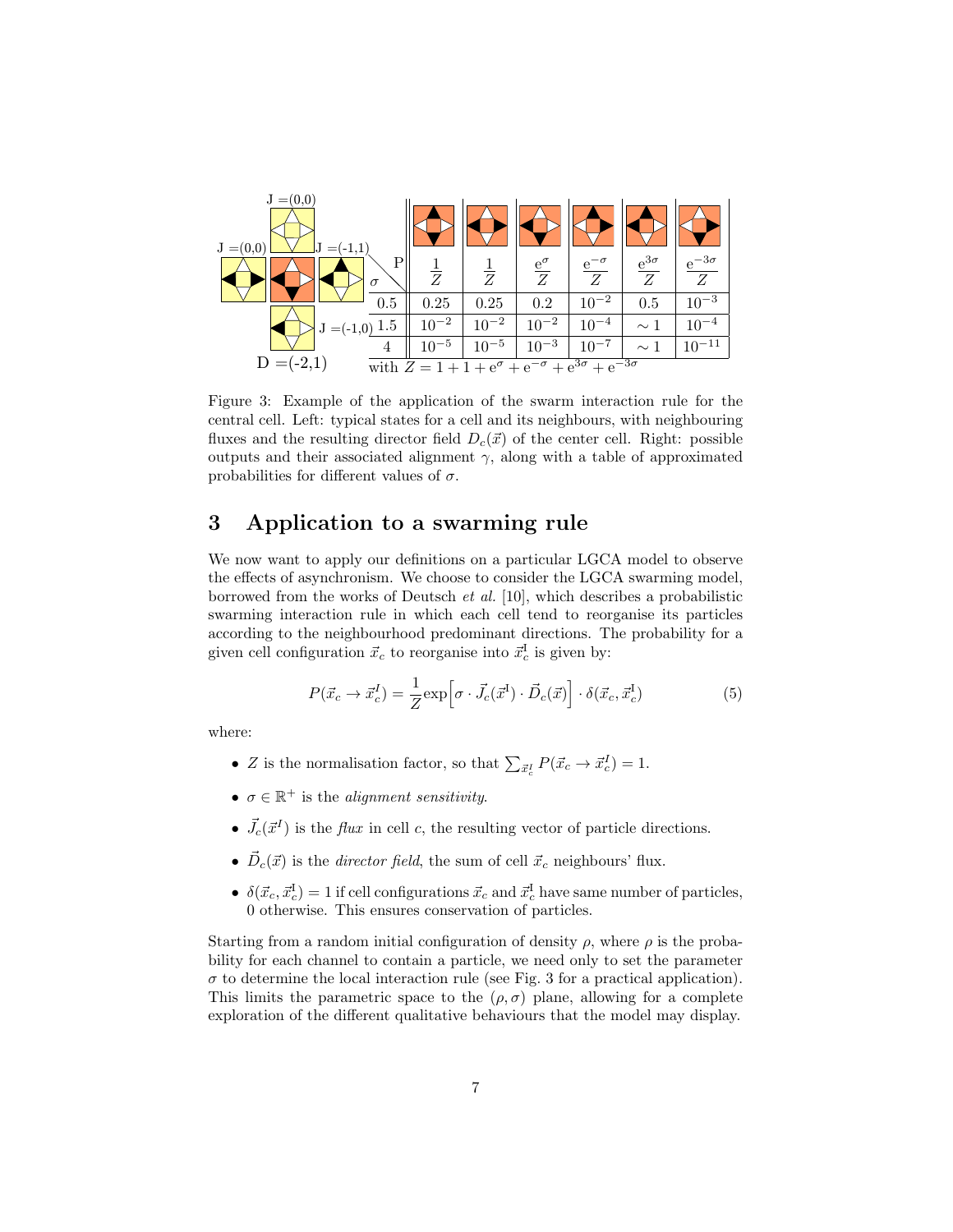| σ \ P | $\frac{1}{Z}$ | $\frac{1}{Z}$ | $\frac{e^{\sigma}}{Z}$ | $\frac{e^{-\sigma}}{Z}$ | $\frac{e^{3\sigma}}{Z}$ | $\frac{e^{-3\sigma}}{Z}$ |
|---|---|---|---|---|---|---|
| 0.5 | 0.25 | 0.25 | 0.2 | $10^{-2}$ | 0.5 | $10^{-3}$ |
| 1.5 | $10^{-2}$ | $10^{-2}$ | $10^{-2}$ | $10^{-4}$ | $\sim 1$ | $10^{-4}$ |
| 4 | $10^{-5}$ | $10^{-5}$ | $10^{-3}$ | $10^{-7}$ | $\sim 1$ | $10^{-11}$ |

with $Z = 1 + 1 + e^{\sigma} + e^{-\sigma} + e^{3\sigma} + e^{-3\sigma}$

J =(0,0), J =(0,0), J =(-1,1), J =(-1,0), D =(-2,1)

Figure 3: Example of the application of the swarm interaction rule for the central cell. Left: typical states for a cell and its neighbours, with neighbouring fluxes and the resulting director field $D_c(\vec{x})$ of the center cell. Right: possible outputs and their associated alignment $\gamma$, along with a table of approximated probabilities for different values of $\sigma$.

## 3 Application to a swarming rule

We now want to apply our definitions on a particular LGCA model to observe the effects of asynchronism. We choose to consider the LGCA swarming model, borrowed from the works of Deutsch *et al.* [10], which describes a probabilistic swarming interaction rule in which each cell tend to reorganise its particles according to the neighbourhood predominant directions. The probability for a given cell configuration $\vec{x}_c$ to reorganise into $\vec{x}_c^{\mathrm{I}}$ is given by:

$$P(\vec{x}_c \to \vec{x}_c^{I}) = \frac{1}{Z}\exp\Big[\sigma \cdot \vec{J}_c(\vec{x}^{\mathrm{I}}) \cdot \vec{D}_c(\vec{x})\Big] \cdot \delta(\vec{x}_c, \vec{x}_c^{\mathrm{I}}) \tag{5}$$

where:

- $Z$ is the normalisation factor, so that $\sum_{\vec{x}_c^I} P(\vec{x}_c \to \vec{x}_c^I) = 1$.
- $\sigma \in \mathbb{R}^+$ is the *alignment sensitivity*.
- $\vec{J}_c(\vec{x}^I)$ is the *flux* in cell $c$, the resulting vector of particle directions.
- $\vec{D}_c(\vec{x})$ is the *director field*, the sum of cell $\vec{x}_c$ neighbours' flux.
- $\delta(\vec{x}_c, \vec{x}_c^{\mathrm{I}}) = 1$ if cell configurations $\vec{x}_c$ and $\vec{x}_c^{\mathrm{I}}$ have same number of particles, 0 otherwise. This ensures conservation of particles.

Starting from a random initial configuration of density $\rho$, where $\rho$ is the probability for each channel to contain a particle, we need only to set the parameter $\sigma$ to determine the local interaction rule (see Fig. 3 for a practical application). This limits the parametric space to the $(\rho, \sigma)$ plane, allowing for a complete exploration of the different qualitative behaviours that the model may display.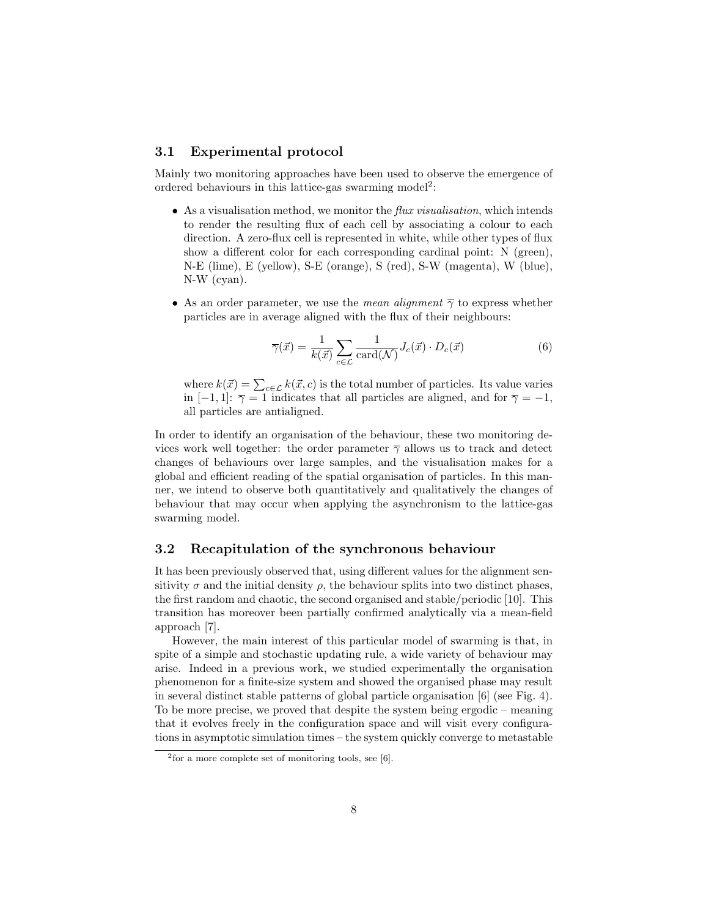### 3.1 Experimental protocol

Mainly two monitoring approaches have been used to observe the emergence of ordered behaviours in this lattice-gas swarming model[2]:

- As a visualisation method, we monitor the *flux visualisation*, which intends to render the resulting flux of each cell by associating a colour to each direction. A zero-flux cell is represented in white, while other types of flux show a different color for each corresponding cardinal point: N (green), N-E (lime), E (yellow), S-E (orange), S (red), S-W (magenta), W (blue), N-W (cyan).
- As an order parameter, we use the *mean alignment* $\overline{\gamma}$ to express whether particles are in average aligned with the flux of their neighbours:

$$\overline{\gamma}(\vec{x}) = \frac{1}{k(\vec{x})} \sum_{c \in \mathcal{L}} \frac{1}{\mathrm{card}(\mathcal{N})} J_c(\vec{x}) \cdot D_c(\vec{x}) \tag{6}$$

where $k(\vec{x}) = \sum_{c \in \mathcal{L}} k(\vec{x}, c)$ is the total number of particles. Its value varies in $[-1, 1]$: $\overline{\gamma} = 1$ indicates that all particles are aligned, and for $\overline{\gamma} = -1$, all particles are antialigned.

In order to identify an organisation of the behaviour, these two monitoring devices work well together: the order parameter $\overline{\gamma}$ allows us to track and detect changes of behaviours over large samples, and the visualisation makes for a global and efficient reading of the spatial organisation of particles. In this manner, we intend to observe both quantitatively and qualitatively the changes of behaviour that may occur when applying the asynchronism to the lattice-gas swarming model.

### 3.2 Recapitulation of the synchronous behaviour

It has been previously observed that, using different values for the alignment sensitivity $\sigma$ and the initial density $\rho$, the behaviour splits into two distinct phases, the first random and chaotic, the second organised and stable/periodic [10]. This transition has moreover been partially confirmed analytically via a mean-field approach [7].

However, the main interest of this particular model of swarming is that, in spite of a simple and stochastic updating rule, a wide variety of behaviour may arise. Indeed in a previous work, we studied experimentally the organisation phenomenon for a finite-size system and showed the organised phase may result in several distinct stable patterns of global particle organisation [6] (see Fig. 4). To be more precise, we proved that despite the system being ergodic – meaning that it evolves freely in the configuration space and will visit every configurations in asymptotic simulation times – the system quickly converge to metastable

[2] for a more complete set of monitoring tools, see [6].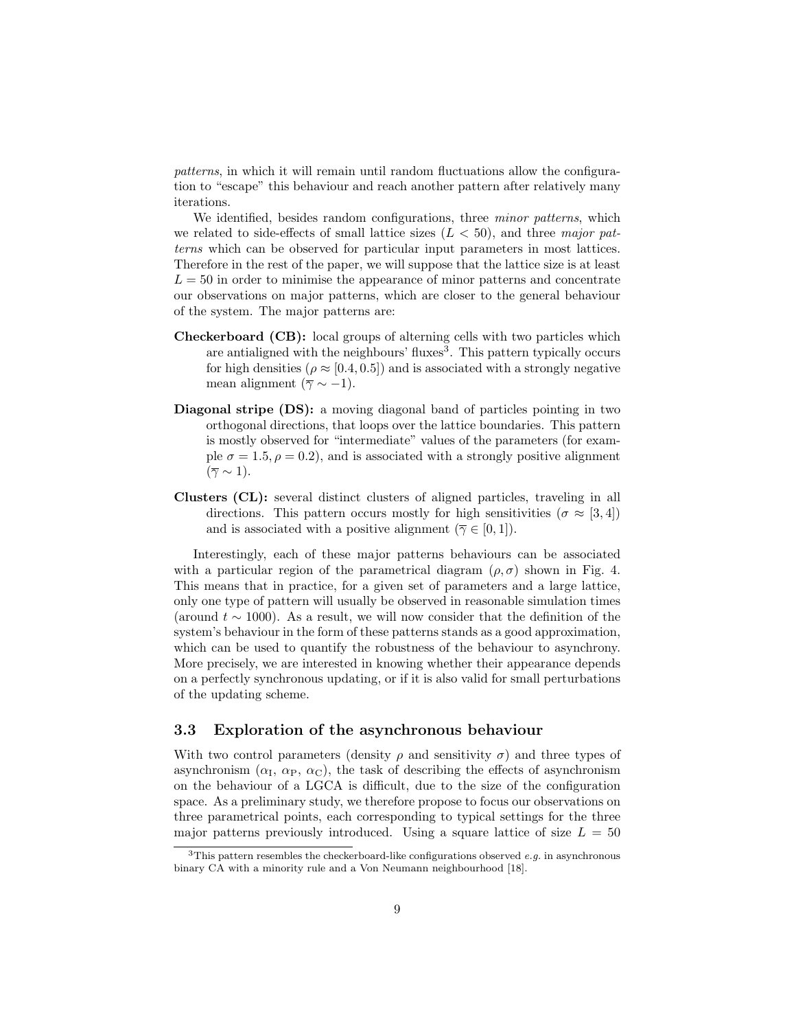*patterns*, in which it will remain until random fluctuations allow the configuration to "escape" this behaviour and reach another pattern after relatively many iterations.

We identified, besides random configurations, three *minor patterns*, which we related to side-effects of small lattice sizes ($L < 50$), and three *major patterns* which can be observed for particular input parameters in most lattices. Therefore in the rest of the paper, we will suppose that the lattice size is at least $L = 50$ in order to minimise the appearance of minor patterns and concentrate our observations on major patterns, which are closer to the general behaviour of the system. The major patterns are:

**Checkerboard (CB):** local groups of alterning cells with two particles which are antialigned with the neighbours' fluxes[3]. This pattern typically occurs for high densities ($\rho \approx [0.4, 0.5]$) and is associated with a strongly negative mean alignment ($\overline{\gamma} \sim -1$).

**Diagonal stripe (DS):** a moving diagonal band of particles pointing in two orthogonal directions, that loops over the lattice boundaries. This pattern is mostly observed for "intermediate" values of the parameters (for example $\sigma = 1.5, \rho = 0.2$), and is associated with a strongly positive alignment ($\overline{\gamma} \sim 1$).

**Clusters (CL):** several distinct clusters of aligned particles, traveling in all directions. This pattern occurs mostly for high sensitivities ($\sigma \approx [3, 4]$) and is associated with a positive alignment ($\overline{\gamma} \in [0, 1]$).

Interestingly, each of these major patterns behaviours can be associated with a particular region of the parametrical diagram $(\rho, \sigma)$ shown in Fig. 4. This means that in practice, for a given set of parameters and a large lattice, only one type of pattern will usually be observed in reasonable simulation times (around $t \sim 1000$). As a result, we will now consider that the definition of the system's behaviour in the form of these patterns stands as a good approximation, which can be used to quantify the robustness of the behaviour to asynchrony. More precisely, we are interested in knowing whether their appearance depends on a perfectly synchronous updating, or if it is also valid for small perturbations of the updating scheme.

### 3.3 Exploration of the asynchronous behaviour

With two control parameters (density $\rho$ and sensitivity $\sigma$) and three types of asynchronism ($\alpha_{\text{I}}$, $\alpha_{\text{P}}$, $\alpha_{\text{C}}$), the task of describing the effects of asynchronism on the behaviour of a LGCA is difficult, due to the size of the configuration space. As a preliminary study, we therefore propose to focus our observations on three parametrical points, each corresponding to typical settings for the three major patterns previously introduced. Using a square lattice of size $L = 50$

[3] This pattern resembles the checkerboard-like configurations observed *e.g.* in asynchronous binary CA with a minority rule and a Von Neumann neighbourhood [18].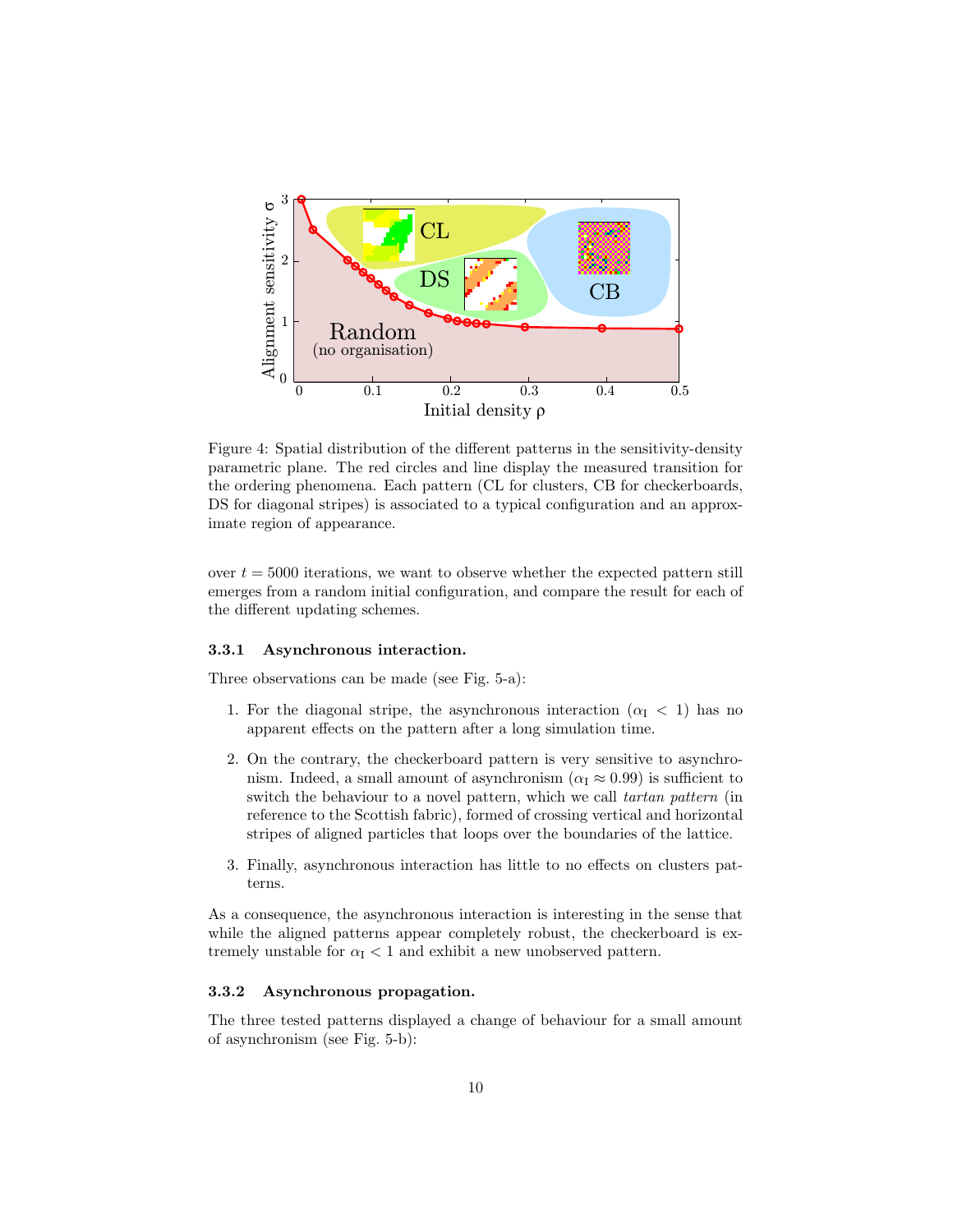Figure 4: Spatial distribution of the different patterns in the sensitivity-density parametric plane. The red circles and line display the measured transition for the ordering phenomena. Each pattern (CL for clusters, CB for checkerboards, DS for diagonal stripes) is associated to a typical configuration and an approximate region of appearance.

over $t = 5000$ iterations, we want to observe whether the expected pattern still emerges from a random initial configuration, and compare the result for each of the different updating schemes.

#### 3.3.1 Asynchronous interaction.

Three observations can be made (see Fig. 5-a):

1. For the diagonal stripe, the asynchronous interaction ($\alpha_{\mathrm{I}} < 1$) has no apparent effects on the pattern after a long simulation time.
2. On the contrary, the checkerboard pattern is very sensitive to asynchronism. Indeed, a small amount of asynchronism ($\alpha_{\mathrm{I}} \approx 0.99$) is sufficient to switch the behaviour to a novel pattern, which we call *tartan pattern* (in reference to the Scottish fabric), formed of crossing vertical and horizontal stripes of aligned particles that loops over the boundaries of the lattice.
3. Finally, asynchronous interaction has little to no effects on clusters patterns.

As a consequence, the asynchronous interaction is interesting in the sense that while the aligned patterns appear completely robust, the checkerboard is extremely unstable for $\alpha_{\mathrm{I}} < 1$ and exhibit a new unobserved pattern.

#### 3.3.2 Asynchronous propagation.

The three tested patterns displayed a change of behaviour for a small amount of asynchronism (see Fig. 5-b):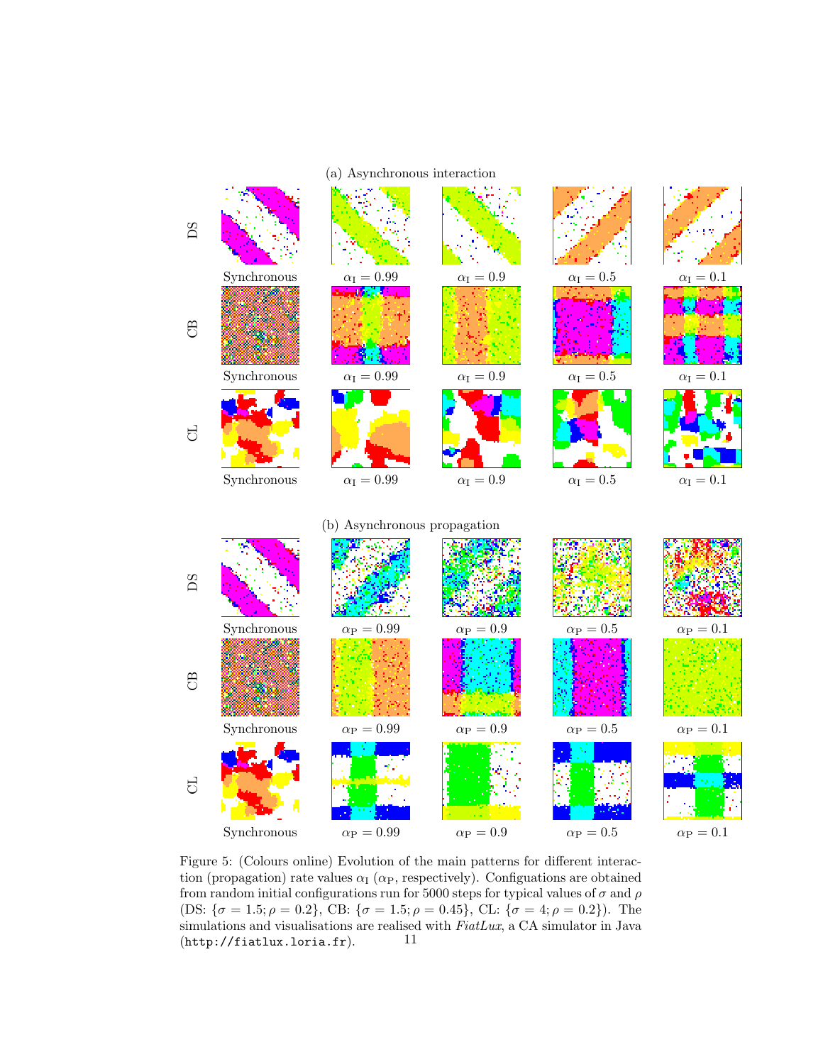(a) Asynchronous interaction

DS

Synchronous $\alpha_{\mathrm{I}} = 0.99$ $\alpha_{\mathrm{I}} = 0.9$ $\alpha_{\mathrm{I}} = 0.5$ $\alpha_{\mathrm{I}} = 0.1$

CB

Synchronous $\alpha_{\mathrm{I}} = 0.99$ $\alpha_{\mathrm{I}} = 0.9$ $\alpha_{\mathrm{I}} = 0.5$ $\alpha_{\mathrm{I}} = 0.1$

CL

Synchronous $\alpha_{\mathrm{I}} = 0.99$ $\alpha_{\mathrm{I}} = 0.9$ $\alpha_{\mathrm{I}} = 0.5$ $\alpha_{\mathrm{I}} = 0.1$

(b) Asynchronous propagation

DS

Synchronous $\alpha_{\mathrm{P}} = 0.99$ $\alpha_{\mathrm{P}} = 0.9$ $\alpha_{\mathrm{P}} = 0.5$ $\alpha_{\mathrm{P}} = 0.1$

CB

Synchronous $\alpha_{\mathrm{P}} = 0.99$ $\alpha_{\mathrm{P}} = 0.9$ $\alpha_{\mathrm{P}} = 0.5$ $\alpha_{\mathrm{P}} = 0.1$

CL

Synchronous $\alpha_{\mathrm{P}} = 0.99$ $\alpha_{\mathrm{P}} = 0.9$ $\alpha_{\mathrm{P}} = 0.5$ $\alpha_{\mathrm{P}} = 0.1$

Figure 5: (Colours online) Evolution of the main patterns for different interaction (propagation) rate values $\alpha_{\mathrm{I}}$ ($\alpha_{\mathrm{P}}$, respectively). Configuations are obtained from random initial configurations run for 5000 steps for typical values of $\sigma$ and $\rho$ (DS: $\{\sigma = 1.5; \rho = 0.2\}$, CB: $\{\sigma = 1.5; \rho = 0.45\}$, CL: $\{\sigma = 4; \rho = 0.2\}$). The simulations and visualisations are realised with *FiatLux*, a CA simulator in Java (`http://fiatlux.loria.fr`).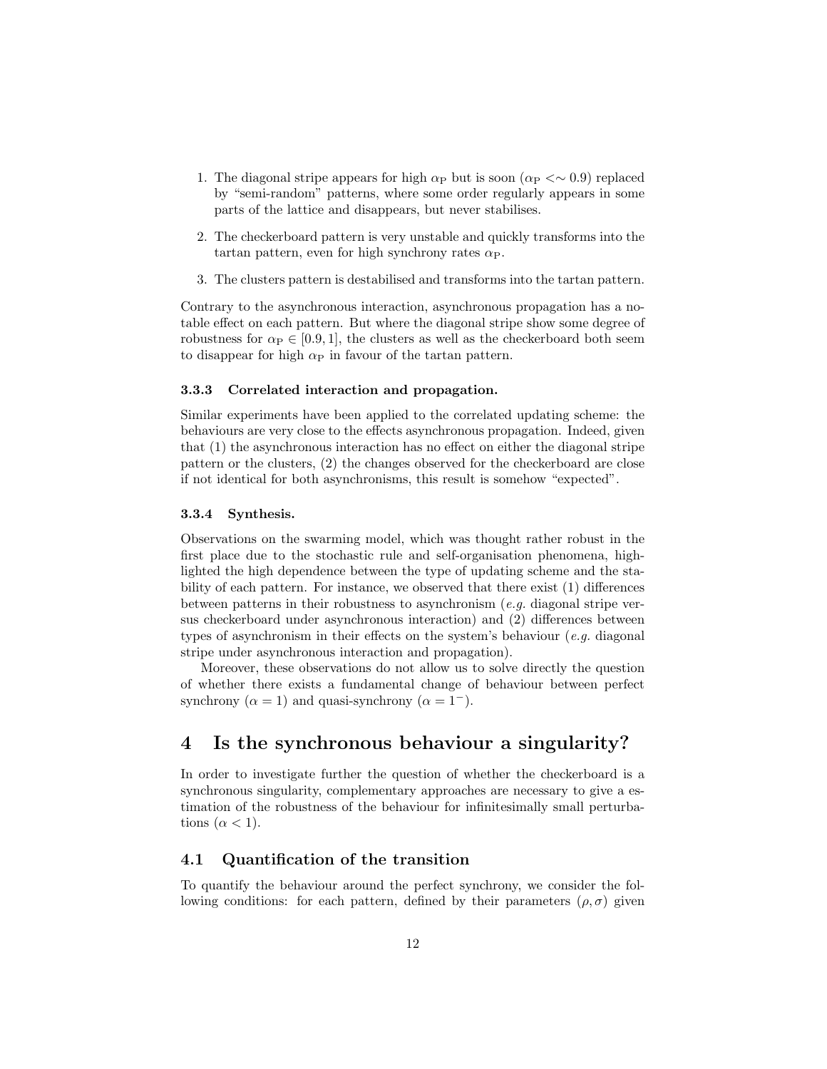1. The diagonal stripe appears for high $\alpha_{\mathrm{P}}$ but is soon ($\alpha_{\mathrm{P}} <\sim 0.9$) replaced by "semi-random" patterns, where some order regularly appears in some parts of the lattice and disappears, but never stabilises.

2. The checkerboard pattern is very unstable and quickly transforms into the tartan pattern, even for high synchrony rates $\alpha_{\mathrm{P}}$.

3. The clusters pattern is destabilised and transforms into the tartan pattern.

Contrary to the asynchronous interaction, asynchronous propagation has a notable effect on each pattern. But where the diagonal stripe show some degree of robustness for $\alpha_{\mathrm{P}} \in [0.9, 1]$, the clusters as well as the checkerboard both seem to disappear for high $\alpha_{\mathrm{P}}$ in favour of the tartan pattern.

#### 3.3.3 Correlated interaction and propagation.

Similar experiments have been applied to the correlated updating scheme: the behaviours are very close to the effects asynchronous propagation. Indeed, given that (1) the asynchronous interaction has no effect on either the diagonal stripe pattern or the clusters, (2) the changes observed for the checkerboard are close if not identical for both asynchronisms, this result is somehow "expected".

#### 3.3.4 Synthesis.

Observations on the swarming model, which was thought rather robust in the first place due to the stochastic rule and self-organisation phenomena, highlighted the high dependence between the type of updating scheme and the stability of each pattern. For instance, we observed that there exist (1) differences between patterns in their robustness to asynchronism (*e.g.* diagonal stripe versus checkerboard under asynchronous interaction) and (2) differences between types of asynchronism in their effects on the system's behaviour (*e.g.* diagonal stripe under asynchronous interaction and propagation).

Moreover, these observations do not allow us to solve directly the question of whether there exists a fundamental change of behaviour between perfect synchrony ($\alpha = 1$) and quasi-synchrony ($\alpha = 1^{-}$).

## 4 Is the synchronous behaviour a singularity?

In order to investigate further the question of whether the checkerboard is a synchronous singularity, complementary approaches are necessary to give a estimation of the robustness of the behaviour for infinitesimally small perturbations ($\alpha < 1$).

### 4.1 Quantification of the transition

To quantify the behaviour around the perfect synchrony, we consider the following conditions: for each pattern, defined by their parameters $(\rho, \sigma)$ given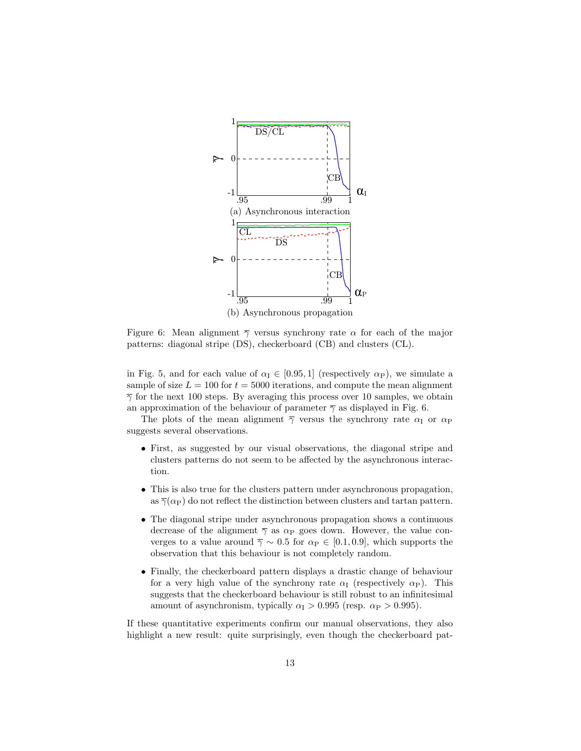Figure 6: Mean alignment $\overline{\gamma}$ versus synchrony rate $\alpha$ for each of the major patterns: diagonal stripe (DS), checkerboard (CB) and clusters (CL).

(a) Asynchronous interaction

(b) Asynchronous propagation

in Fig. 5, and for each value of $\alpha_{\mathrm{I}} \in [0.95, 1]$ (respectively $\alpha_{\mathrm{P}}$), we simulate a sample of size $L = 100$ for $t = 5000$ iterations, and compute the mean alignment $\overline{\gamma}$ for the next 100 steps. By averaging this process over 10 samples, we obtain an approximation of the behaviour of parameter $\overline{\gamma}$ as displayed in Fig. 6.

The plots of the mean alignment $\overline{\gamma}$ versus the synchrony rate $\alpha_{\mathrm{I}}$ or $\alpha_{\mathrm{P}}$ suggests several observations.

- First, as suggested by our visual observations, the diagonal stripe and clusters patterns do not seem to be affected by the asynchronous interaction.
- This is also true for the clusters pattern under asynchronous propagation, as $\overline{\gamma}(\alpha_{\mathrm{P}})$ do not reflect the distinction between clusters and tartan pattern.
- The diagonal stripe under asynchronous propagation shows a continuous decrease of the alignment $\overline{\gamma}$ as $\alpha_{\mathrm{P}}$ goes down. However, the value converges to a value around $\overline{\gamma} \sim 0.5$ for $\alpha_{\mathrm{P}} \in [0.1, 0.9]$, which supports the observation that this behaviour is not completely random.
- Finally, the checkerboard pattern displays a drastic change of behaviour for a very high value of the synchrony rate $\alpha_{\mathrm{I}}$ (respectively $\alpha_{\mathrm{P}}$). This suggests that the checkerboard behaviour is still robust to an infinitesimal amount of asynchronism, typically $\alpha_{\mathrm{I}} > 0.995$ (resp. $\alpha_{\mathrm{P}} > 0.995$).

If these quantitative experiments confirm our manual observations, they also highlight a new result: quite surprisingly, even though the checkerboard pat-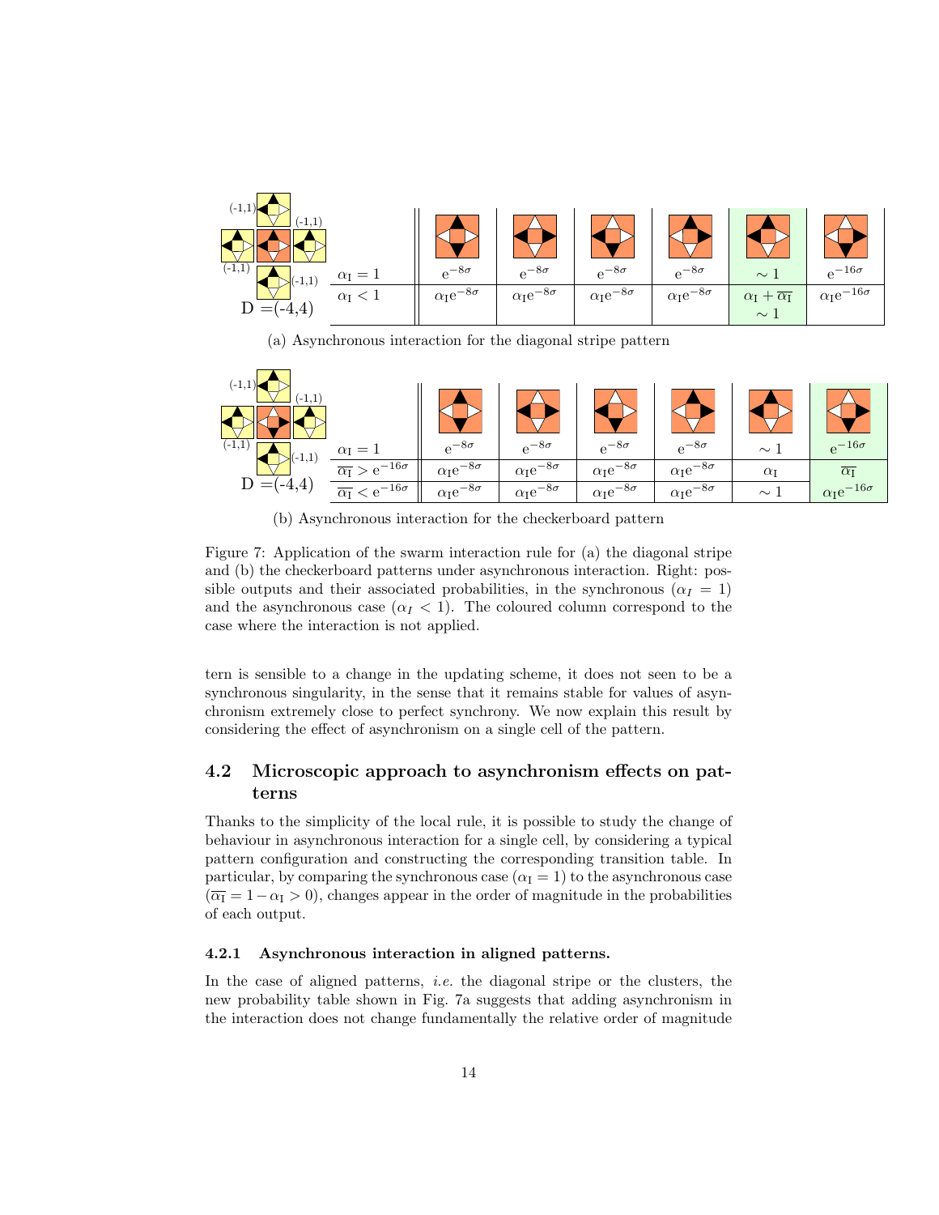| | | | | | | |
|---|---|---|---|---|---|---|
| $\alpha_I = 1$ | $e^{-8\sigma}$ | $e^{-8\sigma}$ | $e^{-8\sigma}$ | $e^{-8\sigma}$ | $\sim 1$ | $e^{-16\sigma}$ |
| $\alpha_I < 1$ | $\alpha_I e^{-8\sigma}$ | $\alpha_I e^{-8\sigma}$ | $\alpha_I e^{-8\sigma}$ | $\alpha_I e^{-8\sigma}$ | $\alpha_I + \overline{\alpha_I}$ $\sim 1$ | $\alpha_I e^{-16\sigma}$ |

D =(-4,4)

(a) Asynchronous interaction for the diagonal stripe pattern

| | | | | | | |
|---|---|---|---|---|---|---|
| $\alpha_I = 1$ | $e^{-8\sigma}$ | $e^{-8\sigma}$ | $e^{-8\sigma}$ | $e^{-8\sigma}$ | $\sim 1$ | $e^{-16\sigma}$ |
| $\overline{\alpha_I} > e^{-16\sigma}$ | $\alpha_I e^{-8\sigma}$ | $\alpha_I e^{-8\sigma}$ | $\alpha_I e^{-8\sigma}$ | $\alpha_I e^{-8\sigma}$ | $\alpha_I$ | $\overline{\alpha_I}$ |
| $\overline{\alpha_I} < e^{-16\sigma}$ | $\alpha_I e^{-8\sigma}$ | $\alpha_I e^{-8\sigma}$ | $\alpha_I e^{-8\sigma}$ | $\alpha_I e^{-8\sigma}$ | $\sim 1$ | $\alpha_I e^{-16\sigma}$ |

D =(-4,4)

(b) Asynchronous interaction for the checkerboard pattern

Figure 7: Application of the swarm interaction rule for (a) the diagonal stripe and (b) the checkerboard patterns under asynchronous interaction. Right: possible outputs and their associated probabilities, in the synchronous ($\alpha_I = 1$) and the asynchronous case ($\alpha_I < 1$). The coloured column correspond to the case where the interaction is not applied.

tern is sensible to a change in the updating scheme, it does not seen to be a synchronous singularity, in the sense that it remains stable for values of asynchronism extremely close to perfect synchrony. We now explain this result by considering the effect of asynchronism on a single cell of the pattern.

## 4.2 Microscopic approach to asynchronism effects on patterns

Thanks to the simplicity of the local rule, it is possible to study the change of behaviour in asynchronous interaction for a single cell, by considering a typical pattern configuration and constructing the corresponding transition table. In particular, by comparing the synchronous case ($\alpha_I = 1$) to the asynchronous case ($\overline{\alpha_I} = 1 - \alpha_I > 0$), changes appear in the order of magnitude in the probabilities of each output.

### 4.2.1 Asynchronous interaction in aligned patterns.

In the case of aligned patterns, *i.e.* the diagonal stripe or the clusters, the new probability table shown in Fig. 7a suggests that adding asynchronism in the interaction does not change fundamentally the relative order of magnitude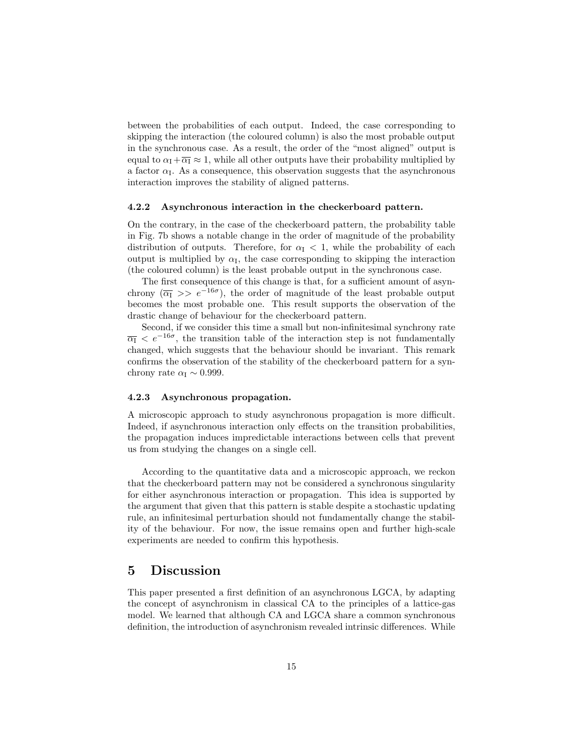between the probabilities of each output. Indeed, the case corresponding to skipping the interaction (the coloured column) is also the most probable output in the synchronous case. As a result, the order of the "most aligned" output is equal to $\alpha_{\mathrm{I}} + \overline{\alpha_{\mathrm{I}}} \approx 1$, while all other outputs have their probability multiplied by a factor $\alpha_{\mathrm{I}}$. As a consequence, this observation suggests that the asynchronous interaction improves the stability of aligned patterns.

### 4.2.2 Asynchronous interaction in the checkerboard pattern.

On the contrary, in the case of the checkerboard pattern, the probability table in Fig. 7b shows a notable change in the order of magnitude of the probability distribution of outputs. Therefore, for $\alpha_{\mathrm{I}} < 1$, while the probability of each output is multiplied by $\alpha_{\mathrm{I}}$, the case corresponding to skipping the interaction (the coloured column) is the least probable output in the synchronous case.

The first consequence of this change is that, for a sufficient amount of asynchrony ($\overline{\alpha_{\mathrm{I}}} >> e^{-16\sigma}$), the order of magnitude of the least probable output becomes the most probable one. This result supports the observation of the drastic change of behaviour for the checkerboard pattern.

Second, if we consider this time a small but non-infinitesimal synchrony rate $\overline{\alpha_{\mathrm{I}}} < e^{-16\sigma}$, the transition table of the interaction step is not fundamentally changed, which suggests that the behaviour should be invariant. This remark confirms the observation of the stability of the checkerboard pattern for a synchrony rate $\alpha_{\mathrm{I}} \sim 0.999$.

### 4.2.3 Asynchronous propagation.

A microscopic approach to study asynchronous propagation is more difficult. Indeed, if asynchronous interaction only effects on the transition probabilities, the propagation induces impredictable interactions between cells that prevent us from studying the changes on a single cell.

According to the quantitative data and a microscopic approach, we reckon that the checkerboard pattern may not be considered a synchronous singularity for either asynchronous interaction or propagation. This idea is supported by the argument that given that this pattern is stable despite a stochastic updating rule, an infinitesimal perturbation should not fundamentally change the stability of the behaviour. For now, the issue remains open and further high-scale experiments are needed to confirm this hypothesis.

# 5 Discussion

This paper presented a first definition of an asynchronous LGCA, by adapting the concept of asynchronism in classical CA to the principles of a lattice-gas model. We learned that although CA and LGCA share a common synchronous definition, the introduction of asynchronism revealed intrinsic differences. While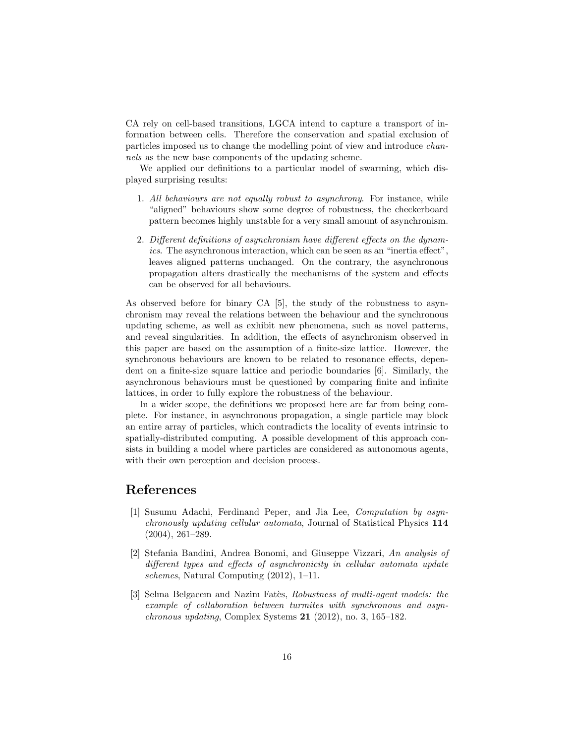CA rely on cell-based transitions, LGCA intend to capture a transport of information between cells. Therefore the conservation and spatial exclusion of particles imposed us to change the modelling point of view and introduce *channels* as the new base components of the updating scheme.

We applied our definitions to a particular model of swarming, which displayed surprising results:

1. *All behaviours are not equally robust to asynchrony*. For instance, while "aligned" behaviours show some degree of robustness, the checkerboard pattern becomes highly unstable for a very small amount of asynchronism.

2. *Different definitions of asynchronism have different effects on the dynamics*. The asynchronous interaction, which can be seen as an "inertia effect", leaves aligned patterns unchanged. On the contrary, the asynchronous propagation alters drastically the mechanisms of the system and effects can be observed for all behaviours.

As observed before for binary CA [5], the study of the robustness to asynchronism may reveal the relations between the behaviour and the synchronous updating scheme, as well as exhibit new phenomena, such as novel patterns, and reveal singularities. In addition, the effects of asynchronism observed in this paper are based on the assumption of a finite-size lattice. However, the synchronous behaviours are known to be related to resonance effects, dependent on a finite-size square lattice and periodic boundaries [6]. Similarly, the asynchronous behaviours must be questioned by comparing finite and infinite lattices, in order to fully explore the robustness of the behaviour.

In a wider scope, the definitions we proposed here are far from being complete. For instance, in asynchronous propagation, a single particle may block an entire array of particles, which contradicts the locality of events intrinsic to spatially-distributed computing. A possible development of this approach consists in building a model where particles are considered as autonomous agents, with their own perception and decision process.

# References

[1] Susumu Adachi, Ferdinand Peper, and Jia Lee, *Computation by asynchronously updating cellular automata*, Journal of Statistical Physics **114** (2004), 261–289.

[2] Stefania Bandini, Andrea Bonomi, and Giuseppe Vizzari, *An analysis of different types and effects of asynchronicity in cellular automata update schemes*, Natural Computing (2012), 1–11.

[3] Selma Belgacem and Nazim Fatès, *Robustness of multi-agent models: the example of collaboration between turmites with synchronous and asynchronous updating*, Complex Systems **21** (2012), no. 3, 165–182.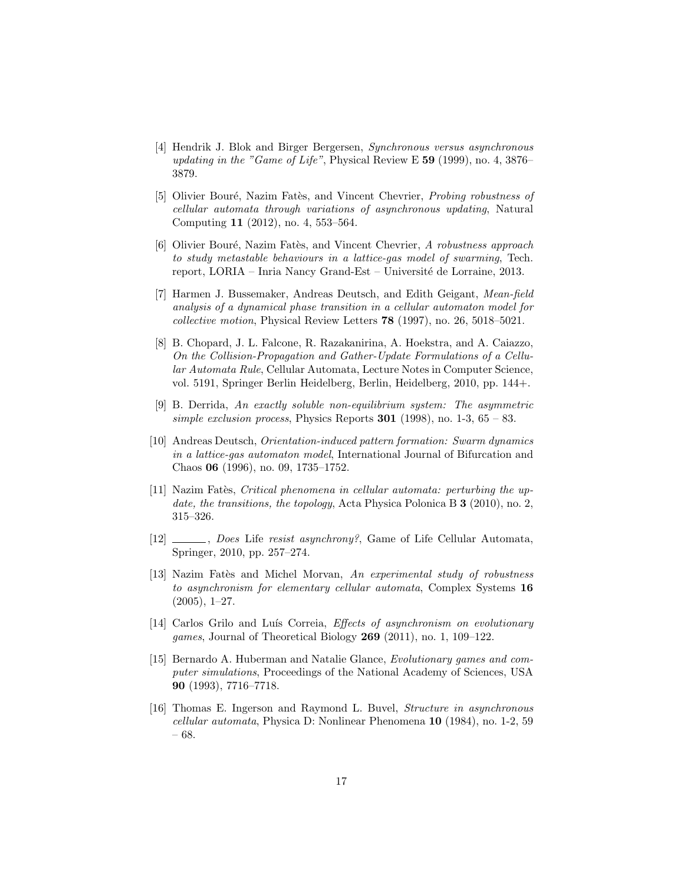[4] Hendrik J. Blok and Birger Bergersen, *Synchronous versus asynchronous updating in the "Game of Life"*, Physical Review E **59** (1999), no. 4, 3876–3879.

[5] Olivier Bouré, Nazim Fatès, and Vincent Chevrier, *Probing robustness of cellular automata through variations of asynchronous updating*, Natural Computing **11** (2012), no. 4, 553–564.

[6] Olivier Bouré, Nazim Fatès, and Vincent Chevrier, *A robustness approach to study metastable behaviours in a lattice-gas model of swarming*, Tech. report, LORIA – Inria Nancy Grand-Est – Université de Lorraine, 2013.

[7] Harmen J. Bussemaker, Andreas Deutsch, and Edith Geigant, *Mean-field analysis of a dynamical phase transition in a cellular automaton model for collective motion*, Physical Review Letters **78** (1997), no. 26, 5018–5021.

[8] B. Chopard, J. L. Falcone, R. Razakanirina, A. Hoekstra, and A. Caiazzo, *On the Collision-Propagation and Gather-Update Formulations of a Cellular Automata Rule*, Cellular Automata, Lecture Notes in Computer Science, vol. 5191, Springer Berlin Heidelberg, Berlin, Heidelberg, 2010, pp. 144+.

[9] B. Derrida, *An exactly soluble non-equilibrium system: The asymmetric simple exclusion process*, Physics Reports **301** (1998), no. 1-3, 65 – 83.

[10] Andreas Deutsch, *Orientation-induced pattern formation: Swarm dynamics in a lattice-gas automaton model*, International Journal of Bifurcation and Chaos **06** (1996), no. 09, 1735–1752.

[11] Nazim Fatès, *Critical phenomena in cellular automata: perturbing the update, the transitions, the topology*, Acta Physica Polonica B **3** (2010), no. 2, 315–326.

[12] ______, *Does* Life *resist asynchrony?*, Game of Life Cellular Automata, Springer, 2010, pp. 257–274.

[13] Nazim Fatès and Michel Morvan, *An experimental study of robustness to asynchronism for elementary cellular automata*, Complex Systems **16** (2005), 1–27.

[14] Carlos Grilo and Luís Correia, *Effects of asynchronism on evolutionary games*, Journal of Theoretical Biology **269** (2011), no. 1, 109–122.

[15] Bernardo A. Huberman and Natalie Glance, *Evolutionary games and computer simulations*, Proceedings of the National Academy of Sciences, USA **90** (1993), 7716–7718.

[16] Thomas E. Ingerson and Raymond L. Buvel, *Structure in asynchronous cellular automata*, Physica D: Nonlinear Phenomena **10** (1984), no. 1-2, 59 – 68.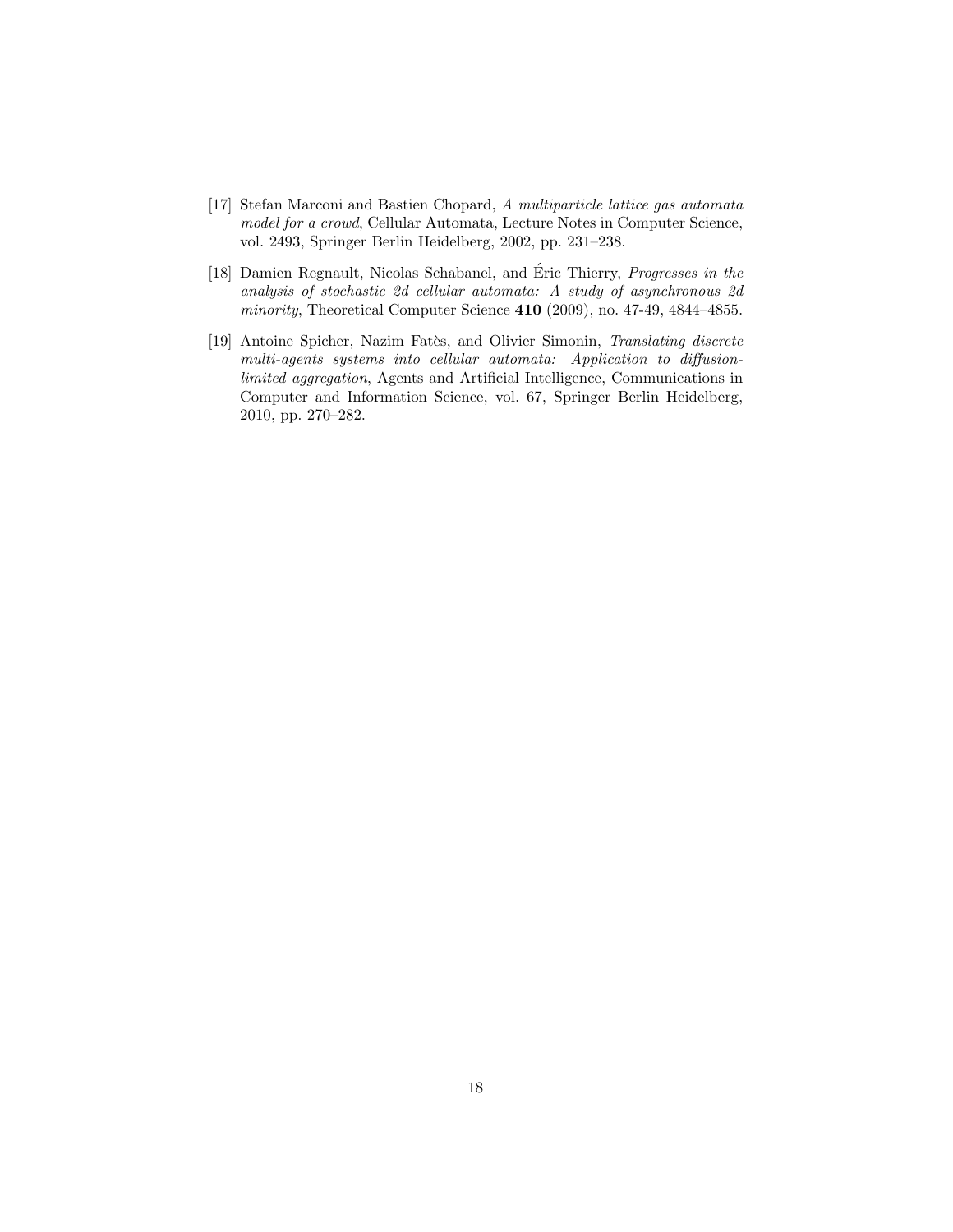[17] Stefan Marconi and Bastien Chopard, *A multiparticle lattice gas automata model for a crowd*, Cellular Automata, Lecture Notes in Computer Science, vol. 2493, Springer Berlin Heidelberg, 2002, pp. 231–238.

[18] Damien Regnault, Nicolas Schabanel, and Éric Thierry, *Progresses in the analysis of stochastic 2d cellular automata: A study of asynchronous 2d minority*, Theoretical Computer Science **410** (2009), no. 47-49, 4844–4855.

[19] Antoine Spicher, Nazim Fatès, and Olivier Simonin, *Translating discrete multi-agents systems into cellular automata: Application to diffusion-limited aggregation*, Agents and Artificial Intelligence, Communications in Computer and Information Science, vol. 67, Springer Berlin Heidelberg, 2010, pp. 270–282.